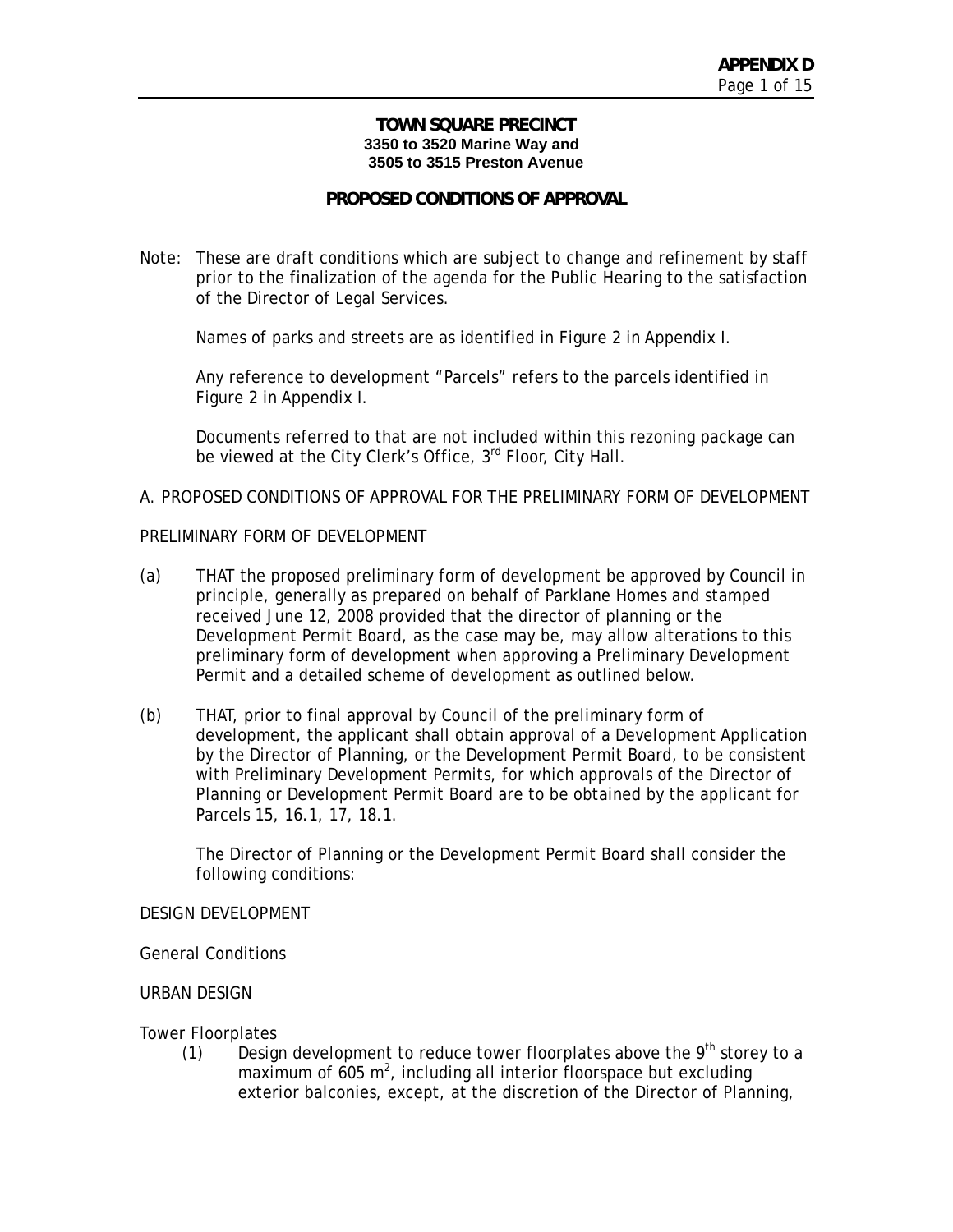**APPENDIX D**

# TOWN SQUARE PRECINCT

**3350 to 3520 Marine Way and**
**3505 to 3515 Preston Avenue**

## PROPOSED CONDITIONS OF APPROVAL

Note: These are draft conditions which are subject to change and refinement by staff prior to the finalization of the agenda for the Public Hearing to the satisfaction of the Director of Legal Services.

Names of parks and streets are as identified in Figure 2 in Appendix I.

Any reference to development "Parcels" refers to the parcels identified in Figure 2 in Appendix I.

Documents referred to that are not included within this rezoning package can be viewed at the City Clerk's Office, 3rd Floor, City Hall.

A. PROPOSED CONDITIONS OF APPROVAL FOR THE PRELIMINARY FORM OF DEVELOPMENT

PRELIMINARY FORM OF DEVELOPMENT

(a) THAT the proposed preliminary form of development be approved by Council in principle, generally as prepared on behalf of Parklane Homes and stamped received June 12, 2008 provided that the director of planning or the Development Permit Board, as the case may be, may allow alterations to this preliminary form of development when approving a Preliminary Development Permit and a detailed scheme of development as outlined below.

(b) THAT, prior to final approval by Council of the preliminary form of development, the applicant shall obtain approval of a Development Application by the Director of Planning, or the Development Permit Board, to be consistent with Preliminary Development Permits, for which approvals of the Director of Planning or Development Permit Board are to be obtained by the applicant for Parcels 15, 16.1, 17, 18.1.

The Director of Planning or the Development Permit Board shall consider the following conditions:

DESIGN DEVELOPMENT

General Conditions

URBAN DESIGN

Tower Floorplates

(1) Design development to reduce tower floorplates above the 9th storey to a maximum of 605 $m^2$, including all interior floorspace but excluding exterior balconies, except, at the discretion of the Director of Planning,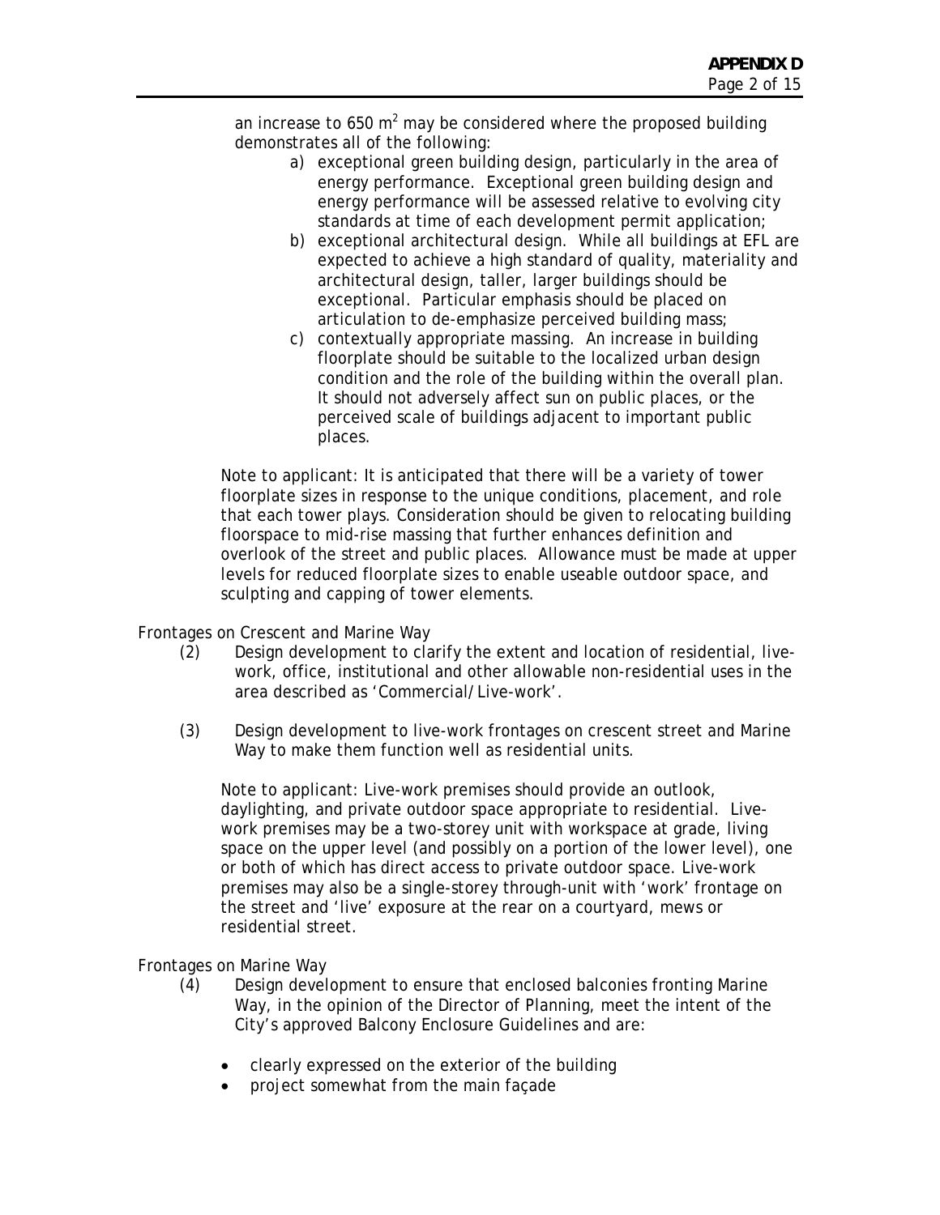an increase to 650 $m^2$ may be considered where the proposed building demonstrates all of the following:

a) exceptional green building design, particularly in the area of energy performance. Exceptional green building design and energy performance will be assessed relative to evolving city standards at time of each development permit application;
b) exceptional architectural design. While all buildings at EFL are expected to achieve a high standard of quality, materiality and architectural design, taller, larger buildings should be exceptional. Particular emphasis should be placed on articulation to de-emphasize perceived building mass;
c) contextually appropriate massing. An increase in building floorplate should be suitable to the localized urban design condition and the role of the building within the overall plan. It should not adversely affect sun on public places, or the perceived scale of buildings adjacent to important public places.

Note to applicant: It is anticipated that there will be a variety of tower floorplate sizes in response to the unique conditions, placement, and role that each tower plays. Consideration should be given to relocating building floorspace to mid-rise massing that further enhances definition and overlook of the street and public places. Allowance must be made at upper levels for reduced floorplate sizes to enable useable outdoor space, and sculpting and capping of tower elements.

Frontages on Crescent and Marine Way

(2) Design development to clarify the extent and location of residential, live-work, office, institutional and other allowable non-residential uses in the area described as 'Commercial/Live-work'.

(3) Design development to live-work frontages on crescent street and Marine Way to make them function well as residential units.

Note to applicant: Live-work premises should provide an outlook, daylighting, and private outdoor space appropriate to residential. Live-work premises may be a two-storey unit with workspace at grade, living space on the upper level (and possibly on a portion of the lower level), one or both of which has direct access to private outdoor space. Live-work premises may also be a single-storey through-unit with 'work' frontage on the street and 'live' exposure at the rear on a courtyard, mews or residential street.

Frontages on Marine Way

(4) Design development to ensure that enclosed balconies fronting Marine Way, in the opinion of the Director of Planning, meet the intent of the City's approved Balcony Enclosure Guidelines and are:

- clearly expressed on the exterior of the building
- project somewhat from the main façade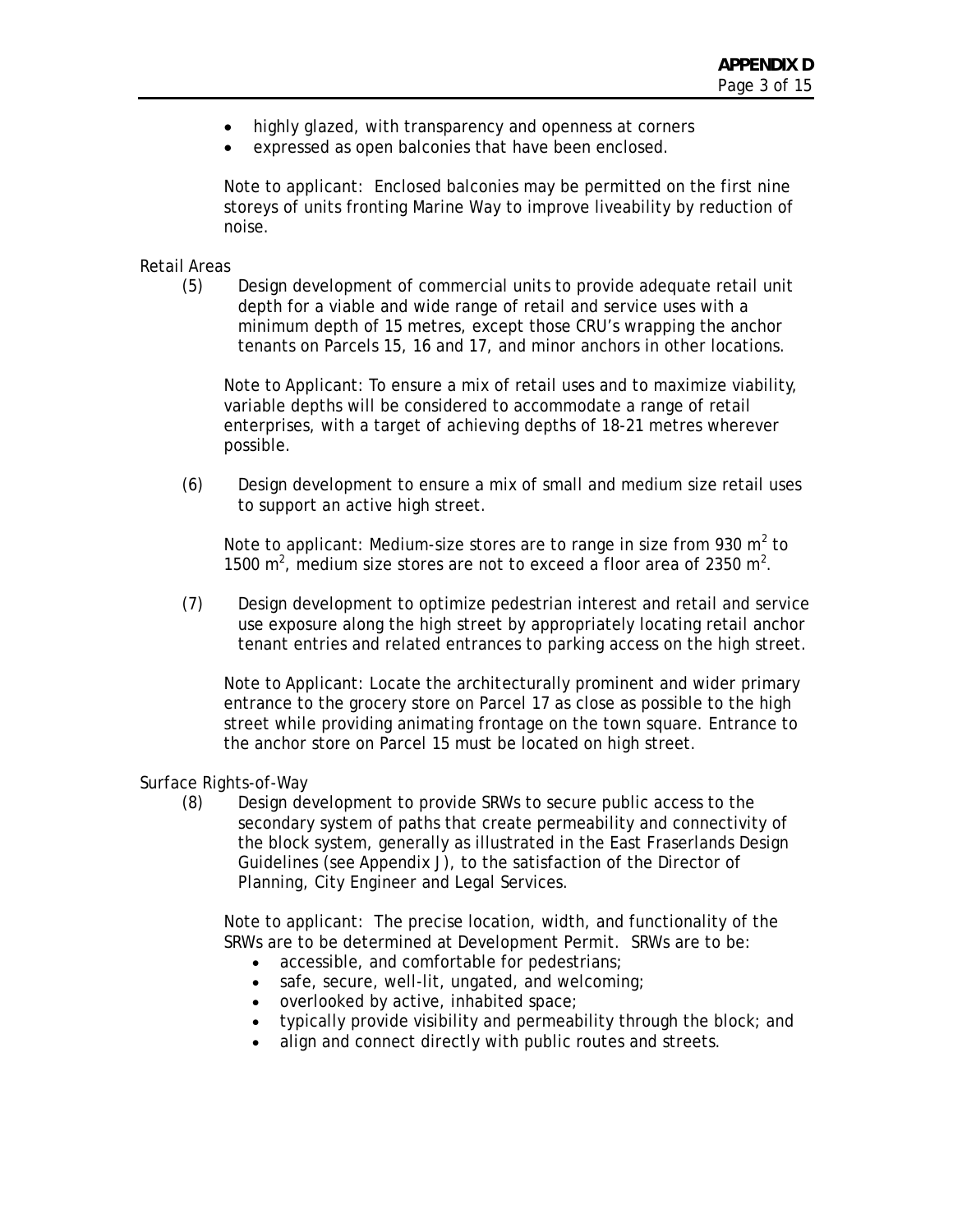- highly glazed, with transparency and openness at corners
- expressed as open balconies that have been enclosed.

Note to applicant: Enclosed balconies may be permitted on the first nine storeys of units fronting Marine Way to improve liveability by reduction of noise.

Retail Areas

(5) Design development of commercial units to provide adequate retail unit depth for a viable and wide range of retail and service uses with a minimum depth of 15 metres, except those CRU's wrapping the anchor tenants on Parcels 15, 16 and 17, and minor anchors in other locations.

Note to Applicant: To ensure a mix of retail uses and to maximize viability, variable depths will be considered to accommodate a range of retail enterprises, with a target of achieving depths of 18-21 metres wherever possible.

(6) Design development to ensure a mix of small and medium size retail uses to support an active high street.

Note to applicant: Medium-size stores are to range in size from 930 $m^2$ to 1500 $m^2$, medium size stores are not to exceed a floor area of 2350 $m^2$.

(7) Design development to optimize pedestrian interest and retail and service use exposure along the high street by appropriately locating retail anchor tenant entries and related entrances to parking access on the high street.

Note to Applicant: Locate the architecturally prominent and wider primary entrance to the grocery store on Parcel 17 as close as possible to the high street while providing animating frontage on the town square. Entrance to the anchor store on Parcel 15 must be located on high street.

Surface Rights-of-Way

(8) Design development to provide SRWs to secure public access to the secondary system of paths that create permeability and connectivity of the block system, generally as illustrated in the East Fraserlands Design Guidelines (see Appendix J), to the satisfaction of the Director of Planning, City Engineer and Legal Services.

Note to applicant: The precise location, width, and functionality of the SRWs are to be determined at Development Permit. SRWs are to be:

- accessible, and comfortable for pedestrians;
- safe, secure, well-lit, ungated, and welcoming;
- overlooked by active, inhabited space;
- typically provide visibility and permeability through the block; and
- align and connect directly with public routes and streets.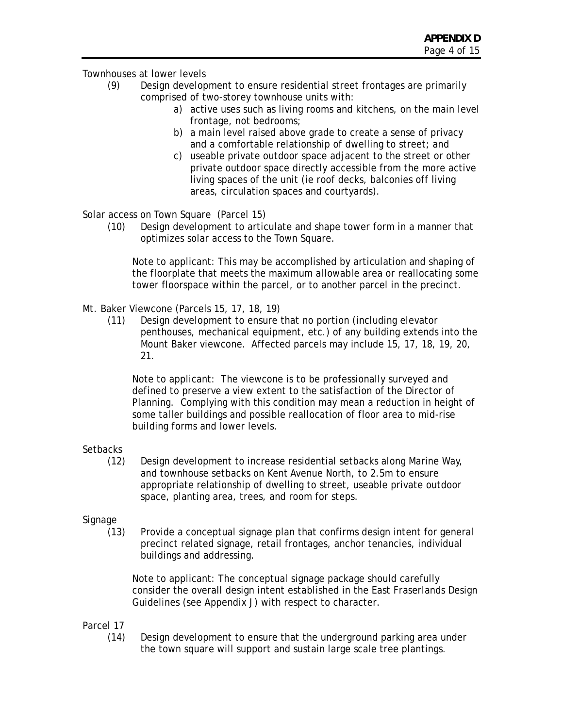Townhouses at lower levels

(9) Design development to ensure residential street frontages are primarily comprised of two-storey townhouse units with:

a) active uses such as living rooms and kitchens, on the main level frontage, not bedrooms;
b) a main level raised above grade to create a sense of privacy and a comfortable relationship of dwelling to street; and
c) useable private outdoor space adjacent to the street or other private outdoor space directly accessible from the more active living spaces of the unit (ie roof decks, balconies off living areas, circulation spaces and courtyards).

Solar access on Town Square (Parcel 15)

(10) Design development to articulate and shape tower form in a manner that optimizes solar access to the Town Square.

Note to applicant: This may be accomplished by articulation and shaping of the floorplate that meets the maximum allowable area or reallocating some tower floorspace within the parcel, or to another parcel in the precinct.

Mt. Baker Viewcone (Parcels 15, 17, 18, 19)

(11) Design development to ensure that no portion (including elevator penthouses, mechanical equipment, etc.) of any building extends into the Mount Baker viewcone. Affected parcels may include 15, 17, 18, 19, 20, 21.

Note to applicant: The viewcone is to be professionally surveyed and defined to preserve a view extent to the satisfaction of the Director of Planning. Complying with this condition may mean a reduction in height of some taller buildings and possible reallocation of floor area to mid-rise building forms and lower levels.

Setbacks

(12) Design development to increase residential setbacks along Marine Way, and townhouse setbacks on Kent Avenue North, to 2.5m to ensure appropriate relationship of dwelling to street, useable private outdoor space, planting area, trees, and room for steps.

Signage

(13) Provide a conceptual signage plan that confirms design intent for general precinct related signage, retail frontages, anchor tenancies, individual buildings and addressing.

Note to applicant: The conceptual signage package should carefully consider the overall design intent established in the East Fraserlands Design Guidelines (see Appendix J) with respect to character.

Parcel 17

(14) Design development to ensure that the underground parking area under the town square will support and sustain large scale tree plantings.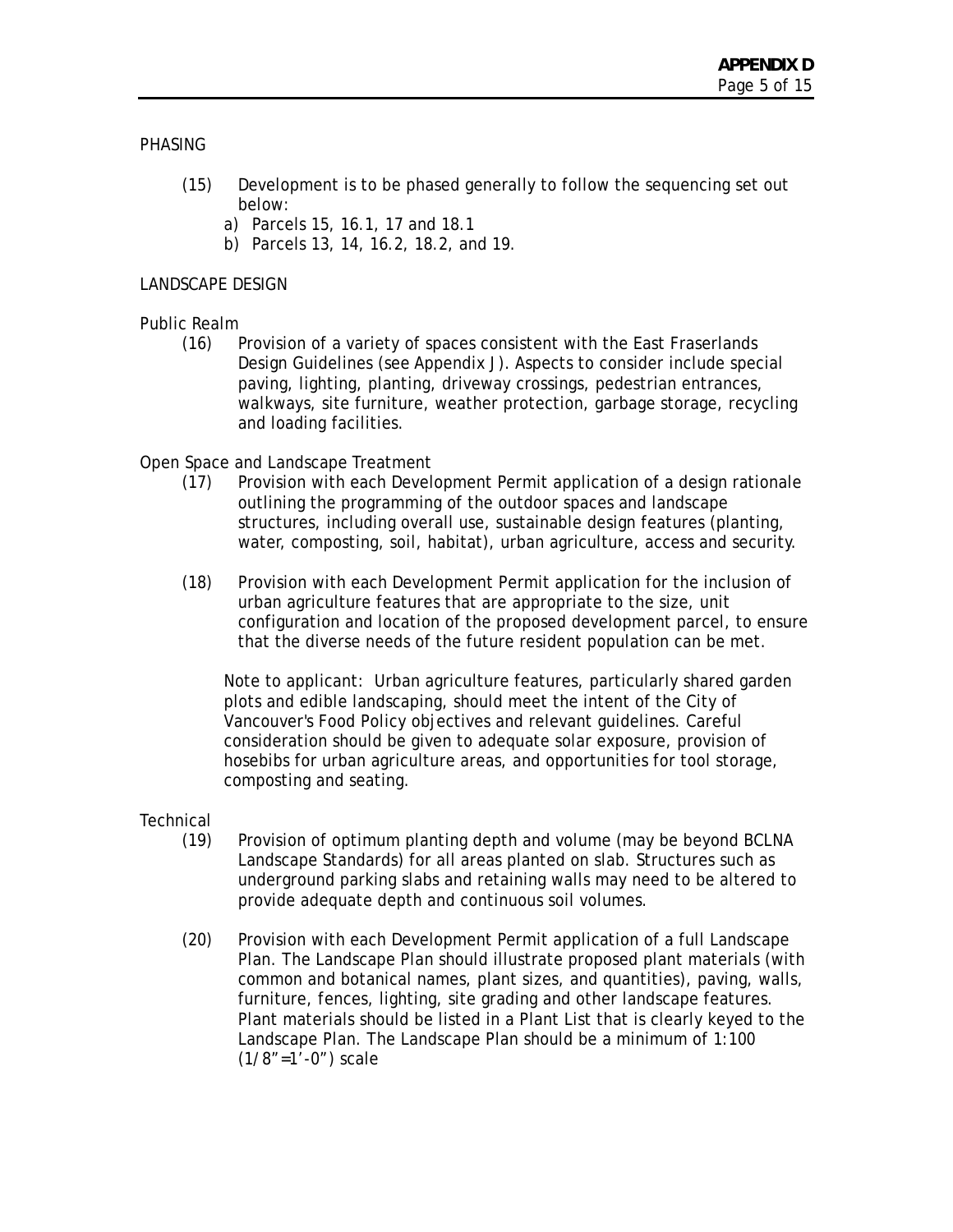## PHASING

(15) Development is to be phased generally to follow the sequencing set out below:

a) Parcels 15, 16.1, 17 and 18.1
b) Parcels 13, 14, 16.2, 18.2, and 19.

## LANDSCAPE DESIGN

### Public Realm

(16) Provision of a variety of spaces consistent with the East Fraserlands Design Guidelines (see Appendix J). Aspects to consider include special paving, lighting, planting, driveway crossings, pedestrian entrances, walkways, site furniture, weather protection, garbage storage, recycling and loading facilities.

### Open Space and Landscape Treatment

(17) Provision with each Development Permit application of a design rationale outlining the programming of the outdoor spaces and landscape structures, including overall use, sustainable design features (planting, water, composting, soil, habitat), urban agriculture, access and security.

(18) Provision with each Development Permit application for the inclusion of urban agriculture features that are appropriate to the size, unit configuration and location of the proposed development parcel, to ensure that the diverse needs of the future resident population can be met.

Note to applicant: Urban agriculture features, particularly shared garden plots and edible landscaping, should meet the intent of the City of Vancouver's Food Policy objectives and relevant guidelines. Careful consideration should be given to adequate solar exposure, provision of hosebibs for urban agriculture areas, and opportunities for tool storage, composting and seating.

### Technical

(19) Provision of optimum planting depth and volume (may be beyond BCLNA Landscape Standards) for all areas planted on slab. Structures such as underground parking slabs and retaining walls may need to be altered to provide adequate depth and continuous soil volumes.

(20) Provision with each Development Permit application of a full Landscape Plan. The Landscape Plan should illustrate proposed plant materials (with common and botanical names, plant sizes, and quantities), paving, walls, furniture, fences, lighting, site grading and other landscape features. Plant materials should be listed in a Plant List that is clearly keyed to the Landscape Plan. The Landscape Plan should be a minimum of 1:100 (1/8"=1'-0") scale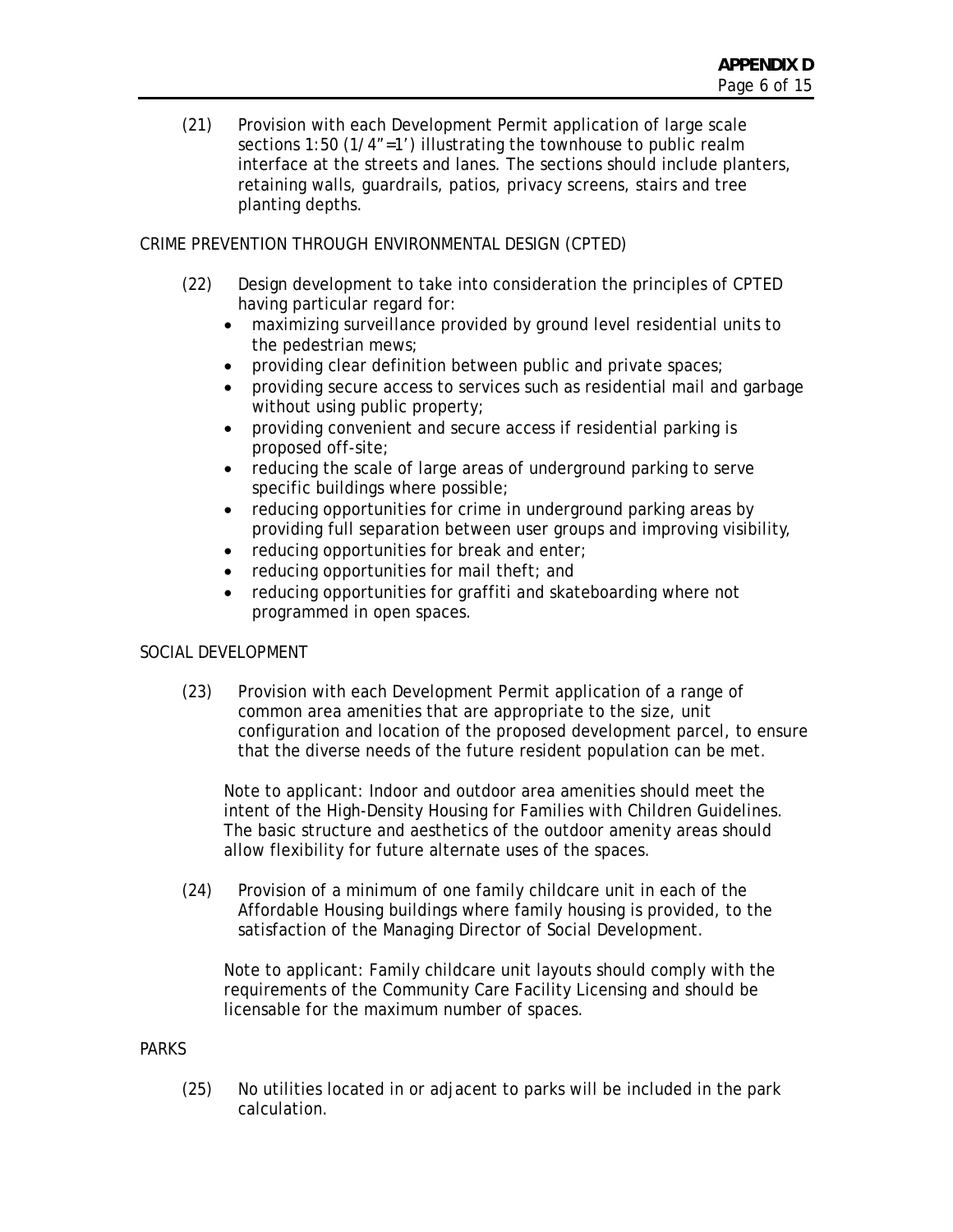(21) Provision with each Development Permit application of large scale sections 1:50 (1/4"=1') illustrating the townhouse to public realm interface at the streets and lanes. The sections should include planters, retaining walls, guardrails, patios, privacy screens, stairs and tree planting depths.

## CRIME PREVENTION THROUGH ENVIRONMENTAL DESIGN (CPTED)

(22) Design development to take into consideration the principles of CPTED having particular regard for:

- maximizing surveillance provided by ground level residential units to the pedestrian mews;
- providing clear definition between public and private spaces;
- providing secure access to services such as residential mail and garbage without using public property;
- providing convenient and secure access if residential parking is proposed off-site;
- reducing the scale of large areas of underground parking to serve specific buildings where possible;
- reducing opportunities for crime in underground parking areas by providing full separation between user groups and improving visibility,
- reducing opportunities for break and enter;
- reducing opportunities for mail theft; and
- reducing opportunities for graffiti and skateboarding where not programmed in open spaces.

## SOCIAL DEVELOPMENT

(23) Provision with each Development Permit application of a range of common area amenities that are appropriate to the size, unit configuration and location of the proposed development parcel, to ensure that the diverse needs of the future resident population can be met.

Note to applicant: Indoor and outdoor area amenities should meet the intent of the High-Density Housing for Families with Children Guidelines. The basic structure and aesthetics of the outdoor amenity areas should allow flexibility for future alternate uses of the spaces.

(24) Provision of a minimum of one family childcare unit in each of the Affordable Housing buildings where family housing is provided, to the satisfaction of the Managing Director of Social Development.

Note to applicant: Family childcare unit layouts should comply with the requirements of the Community Care Facility Licensing and should be licensable for the maximum number of spaces.

## PARKS

(25) No utilities located in or adjacent to parks will be included in the park calculation.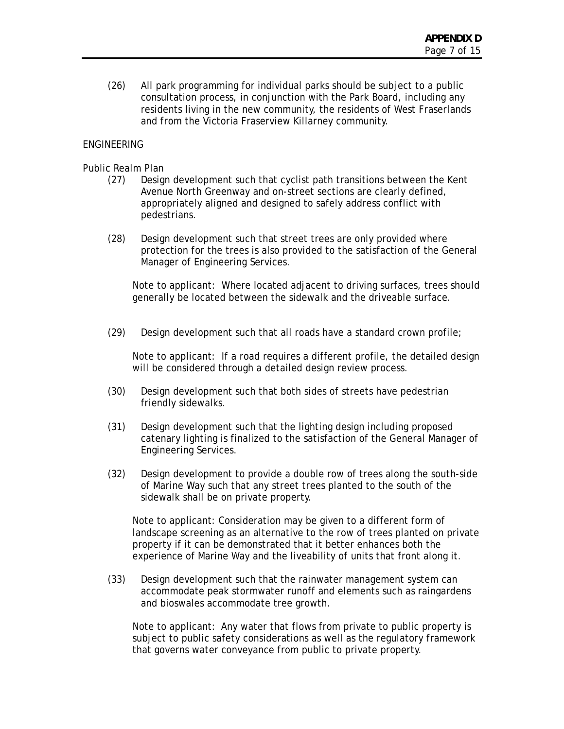(26) All park programming for individual parks should be subject to a public consultation process, in conjunction with the Park Board, including any residents living in the new community, the residents of West Fraserlands and from the Victoria Fraserview Killarney community.

ENGINEERING

Public Realm Plan

(27) Design development such that cyclist path transitions between the Kent Avenue North Greenway and on-street sections are clearly defined, appropriately aligned and designed to safely address conflict with pedestrians.

(28) Design development such that street trees are only provided where protection for the trees is also provided to the satisfaction of the General Manager of Engineering Services.

Note to applicant: Where located adjacent to driving surfaces, trees should generally be located between the sidewalk and the driveable surface.

(29) Design development such that all roads have a standard crown profile;

Note to applicant: If a road requires a different profile, the detailed design will be considered through a detailed design review process.

(30) Design development such that both sides of streets have pedestrian friendly sidewalks.

(31) Design development such that the lighting design including proposed catenary lighting is finalized to the satisfaction of the General Manager of Engineering Services.

(32) Design development to provide a double row of trees along the south-side of Marine Way such that any street trees planted to the south of the sidewalk shall be on private property.

Note to applicant: Consideration may be given to a different form of landscape screening as an alternative to the row of trees planted on private property if it can be demonstrated that it better enhances both the experience of Marine Way and the liveability of units that front along it.

(33) Design development such that the rainwater management system can accommodate peak stormwater runoff and elements such as raingardens and bioswales accommodate tree growth.

Note to applicant: Any water that flows from private to public property is subject to public safety considerations as well as the regulatory framework that governs water conveyance from public to private property.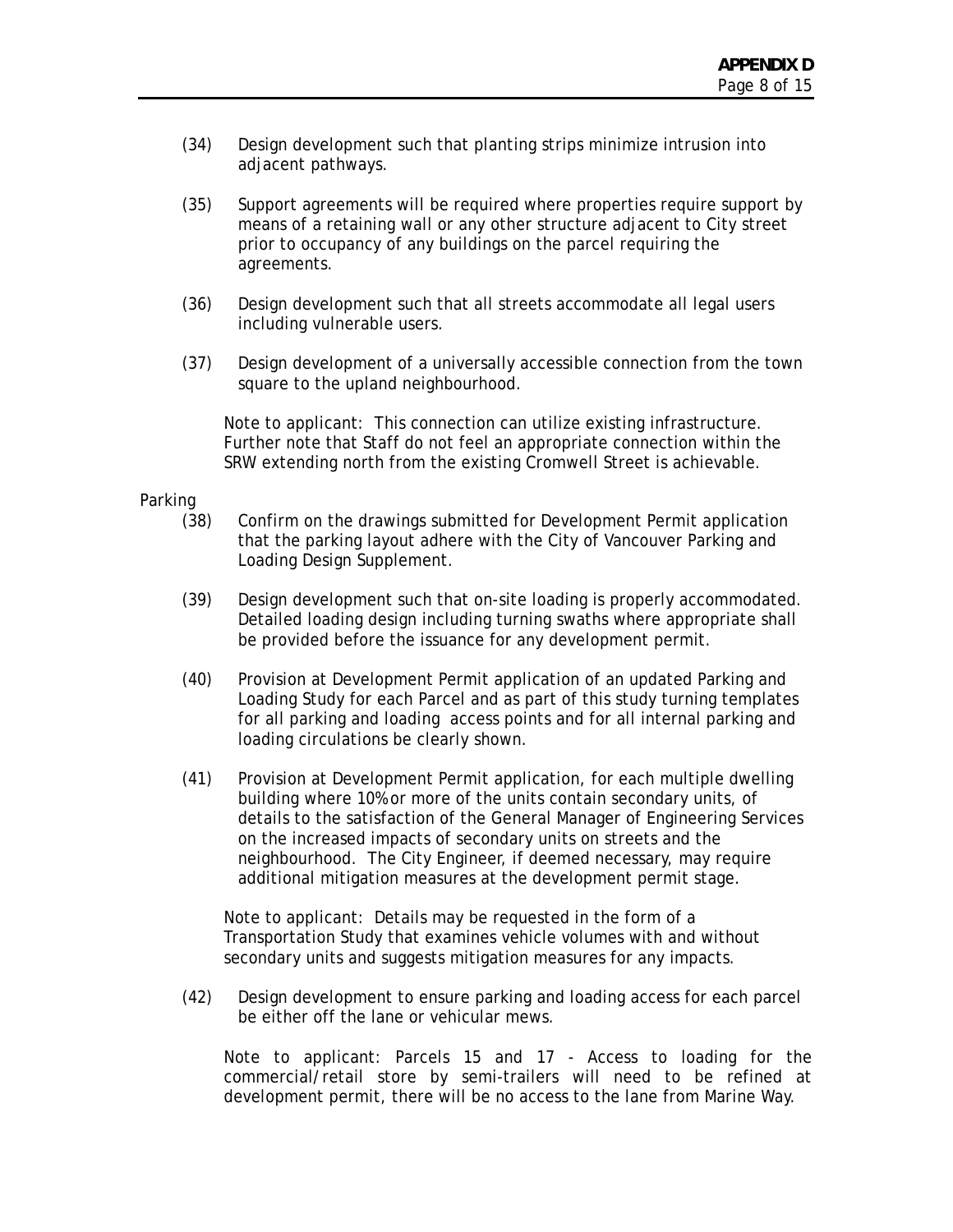(34) Design development such that planting strips minimize intrusion into adjacent pathways.

(35) Support agreements will be required where properties require support by means of a retaining wall or any other structure adjacent to City street prior to occupancy of any buildings on the parcel requiring the agreements.

(36) Design development such that all streets accommodate all legal users including vulnerable users.

(37) Design development of a universally accessible connection from the town square to the upland neighbourhood.

Note to applicant: This connection can utilize existing infrastructure. Further note that Staff do not feel an appropriate connection within the SRW extending north from the existing Cromwell Street is achievable.

Parking

(38) Confirm on the drawings submitted for Development Permit application that the parking layout adhere with the City of Vancouver Parking and Loading Design Supplement.

(39) Design development such that on-site loading is properly accommodated. Detailed loading design including turning swaths where appropriate shall be provided before the issuance for any development permit.

(40) Provision at Development Permit application of an updated Parking and Loading Study for each Parcel and as part of this study turning templates for all parking and loading access points and for all internal parking and loading circulations be clearly shown.

(41) Provision at Development Permit application, for each multiple dwelling building where 10% or more of the units contain secondary units, of details to the satisfaction of the General Manager of Engineering Services on the increased impacts of secondary units on streets and the neighbourhood. The City Engineer, if deemed necessary, may require additional mitigation measures at the development permit stage.

Note to applicant: Details may be requested in the form of a Transportation Study that examines vehicle volumes with and without secondary units and suggests mitigation measures for any impacts.

(42) Design development to ensure parking and loading access for each parcel be either off the lane or vehicular mews.

Note to applicant: Parcels 15 and 17 - Access to loading for the commercial/retail store by semi-trailers will need to be refined at development permit, there will be no access to the lane from Marine Way.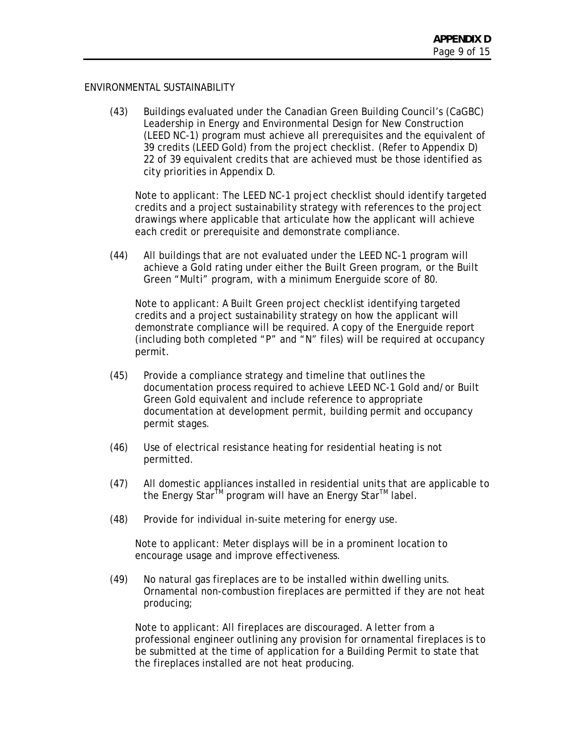ENVIRONMENTAL SUSTAINABILITY

(43) Buildings evaluated under the Canadian Green Building Council's (CaGBC) Leadership in Energy and Environmental Design for New Construction (LEED NC-1) program must achieve all prerequisites and the equivalent of 39 credits (LEED Gold) from the project checklist. (Refer to Appendix D) 22 of 39 equivalent credits that are achieved must be those identified as city priorities in Appendix D.

Note to applicant: The LEED NC-1 project checklist should identify targeted credits and a project sustainability strategy with references to the project drawings where applicable that articulate how the applicant will achieve each credit or prerequisite and demonstrate compliance.

(44) All buildings that are not evaluated under the LEED NC-1 program will achieve a Gold rating under either the Built Green program, or the Built Green "Multi" program, with a minimum Energuide score of 80.

Note to applicant: A Built Green project checklist identifying targeted credits and a project sustainability strategy on how the applicant will demonstrate compliance will be required. A copy of the Energuide report (including both completed "P" and "N" files) will be required at occupancy permit.

(45) Provide a compliance strategy and timeline that outlines the documentation process required to achieve LEED NC-1 Gold and/or Built Green Gold equivalent and include reference to appropriate documentation at development permit, building permit and occupancy permit stages.

(46) Use of electrical resistance heating for residential heating is not permitted.

(47) All domestic appliances installed in residential units that are applicable to the Energy Star™ program will have an Energy Star™ label.

(48) Provide for individual in-suite metering for energy use.

Note to applicant: Meter displays will be in a prominent location to encourage usage and improve effectiveness.

(49) No natural gas fireplaces are to be installed within dwelling units. Ornamental non-combustion fireplaces are permitted if they are not heat producing;

Note to applicant: All fireplaces are discouraged. A letter from a professional engineer outlining any provision for ornamental fireplaces is to be submitted at the time of application for a Building Permit to state that the fireplaces installed are not heat producing.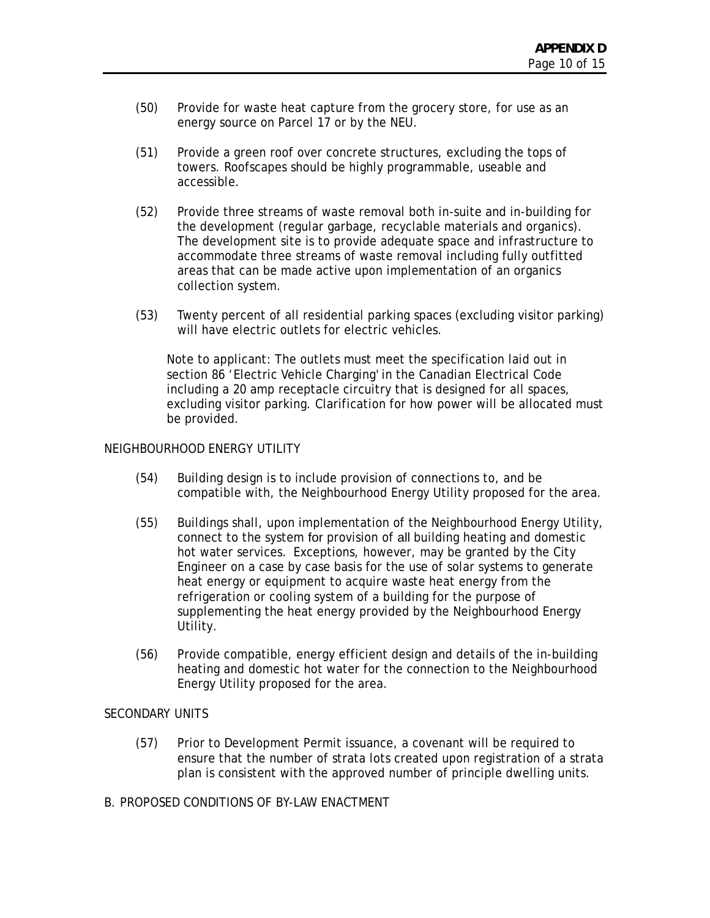(50) Provide for waste heat capture from the grocery store, for use as an energy source on Parcel 17 or by the NEU.

(51) Provide a green roof over concrete structures, excluding the tops of towers. Roofscapes should be highly programmable, useable and accessible.

(52) Provide three streams of waste removal both in-suite and in-building for the development (regular garbage, recyclable materials and organics). The development site is to provide adequate space and infrastructure to accommodate three streams of waste removal including fully outfitted areas that can be made active upon implementation of an organics collection system.

(53) Twenty percent of all residential parking spaces (excluding visitor parking) will have electric outlets for electric vehicles.

Note to applicant: The outlets must meet the specification laid out in section 86 'Electric Vehicle Charging' in the Canadian Electrical Code including a 20 amp receptacle circuitry that is designed for all spaces, excluding visitor parking. Clarification for how power will be allocated must be provided.

NEIGHBOURHOOD ENERGY UTILITY

(54) Building design is to include provision of connections to, and be compatible with, the Neighbourhood Energy Utility proposed for the area.

(55) Buildings shall, upon implementation of the Neighbourhood Energy Utility, connect to the system for provision of all building heating and domestic hot water services. Exceptions, however, may be granted by the City Engineer on a case by case basis for the use of solar systems to generate heat energy or equipment to acquire waste heat energy from the refrigeration or cooling system of a building for the purpose of supplementing the heat energy provided by the Neighbourhood Energy Utility.

(56) Provide compatible, energy efficient design and details of the in-building heating and domestic hot water for the connection to the Neighbourhood Energy Utility proposed for the area.

SECONDARY UNITS

(57) Prior to Development Permit issuance, a covenant will be required to ensure that the number of strata lots created upon registration of a strata plan is consistent with the approved number of principle dwelling units.

B. PROPOSED CONDITIONS OF BY-LAW ENACTMENT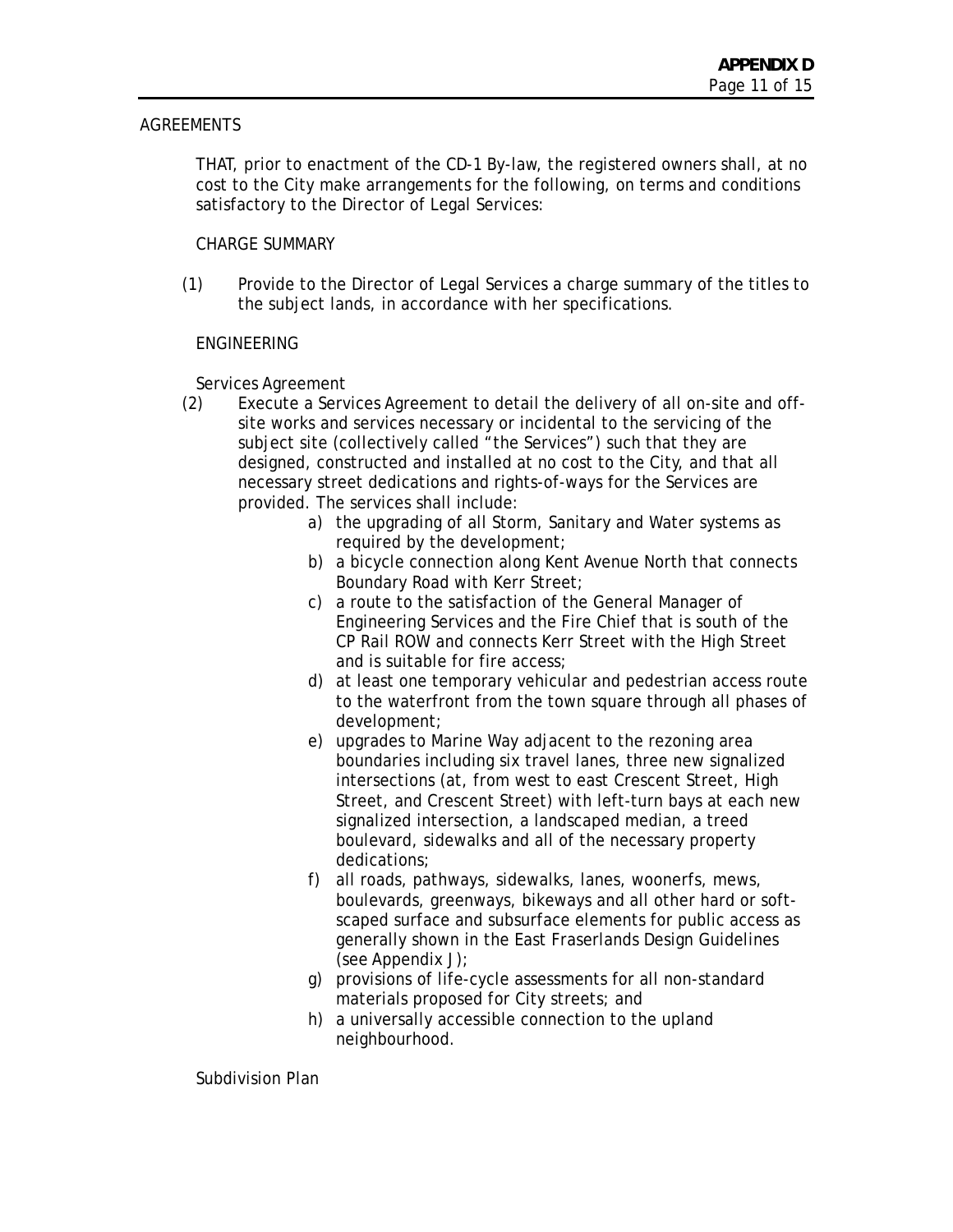AGREEMENTS

THAT, prior to enactment of the CD-1 By-law, the registered owners shall, at no cost to the City make arrangements for the following, on terms and conditions satisfactory to the Director of Legal Services:

CHARGE SUMMARY

(1) Provide to the Director of Legal Services a charge summary of the titles to the subject lands, in accordance with her specifications.

ENGINEERING

Services Agreement

(2) Execute a Services Agreement to detail the delivery of all on-site and off-site works and services necessary or incidental to the servicing of the subject site (collectively called "the Services") such that they are designed, constructed and installed at no cost to the City, and that all necessary street dedications and rights-of-ways for the Services are provided. The services shall include:

   a) the upgrading of all Storm, Sanitary and Water systems as required by the development;
   b) a bicycle connection along Kent Avenue North that connects Boundary Road with Kerr Street;
   c) a route to the satisfaction of the General Manager of Engineering Services and the Fire Chief that is south of the CP Rail ROW and connects Kerr Street with the High Street and is suitable for fire access;
   d) at least one temporary vehicular and pedestrian access route to the waterfront from the town square through all phases of development;
   e) upgrades to Marine Way adjacent to the rezoning area boundaries including six travel lanes, three new signalized intersections (at, from west to east Crescent Street, High Street, and Crescent Street) with left-turn bays at each new signalized intersection, a landscaped median, a treed boulevard, sidewalks and all of the necessary property dedications;
   f) all roads, pathways, sidewalks, lanes, woonerfs, mews, boulevards, greenways, bikeways and all other hard or soft-scaped surface and subsurface elements for public access as generally shown in the East Fraserlands Design Guidelines (see Appendix J);
   g) provisions of life-cycle assessments for all non-standard materials proposed for City streets; and
   h) a universally accessible connection to the upland neighbourhood.

Subdivision Plan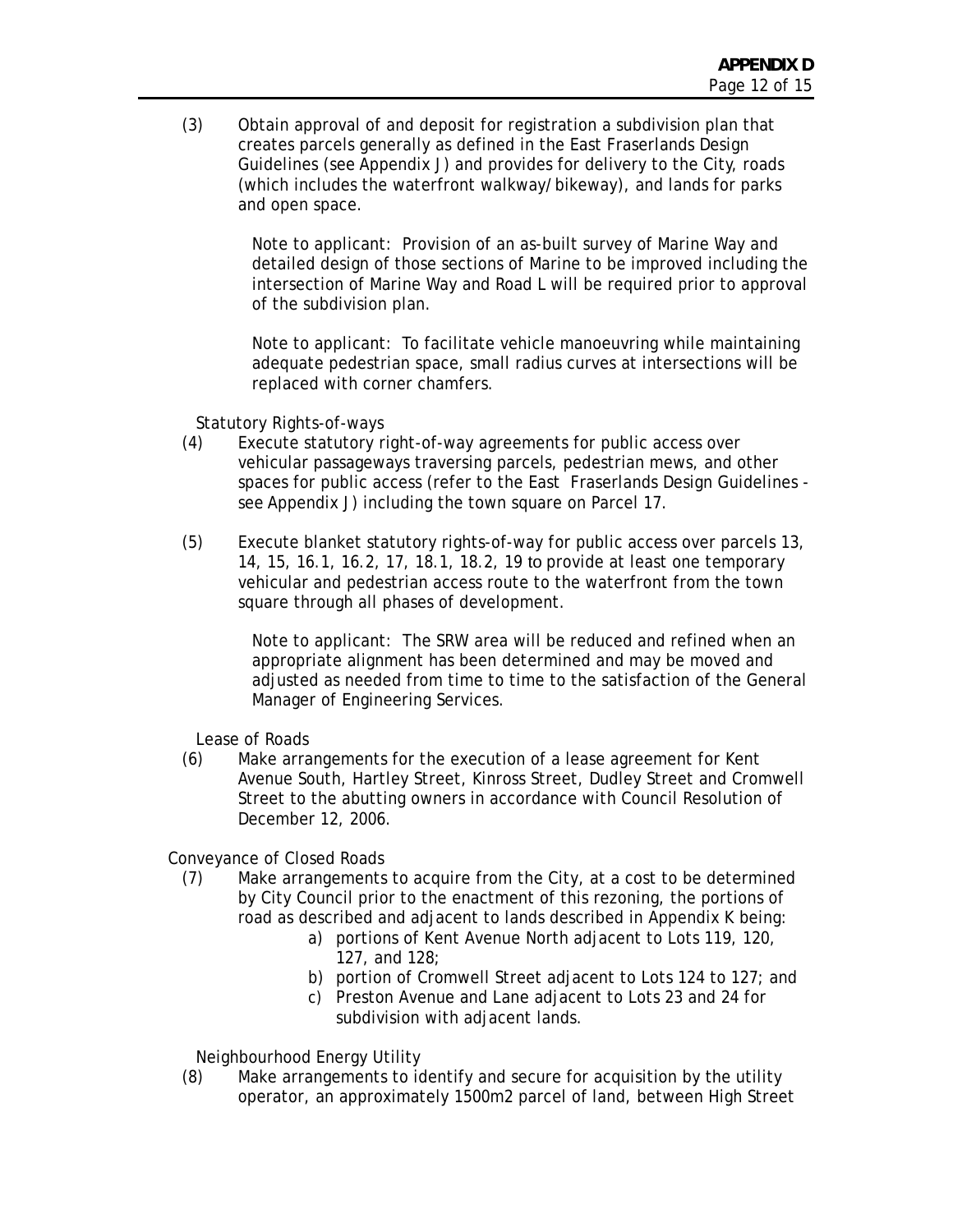(3) Obtain approval of and deposit for registration a subdivision plan that creates parcels generally as defined in the East Fraserlands Design Guidelines (see Appendix J) and provides for delivery to the City, roads (which includes the waterfront walkway/bikeway), and lands for parks and open space.

> Note to applicant: Provision of an as-built survey of Marine Way and detailed design of those sections of Marine to be improved including the intersection of Marine Way and Road L will be required prior to approval of the subdivision plan.
>
> Note to applicant: To facilitate vehicle manoeuvring while maintaining adequate pedestrian space, small radius curves at intersections will be replaced with corner chamfers.

Statutory Rights-of-ways

(4) Execute statutory right-of-way agreements for public access over vehicular passageways traversing parcels, pedestrian mews, and other spaces for public access (refer to the East Fraserlands Design Guidelines - see Appendix J) including the town square on Parcel 17.

(5) Execute blanket statutory rights-of-way for public access over parcels 13, 14, 15, 16.1, 16.2, 17, 18.1, 18.2, 19 to provide at least one temporary vehicular and pedestrian access route to the waterfront from the town square through all phases of development.

> Note to applicant: The SRW area will be reduced and refined when an appropriate alignment has been determined and may be moved and adjusted as needed from time to time to the satisfaction of the General Manager of Engineering Services.

Lease of Roads

(6) Make arrangements for the execution of a lease agreement for Kent Avenue South, Hartley Street, Kinross Street, Dudley Street and Cromwell Street to the abutting owners in accordance with Council Resolution of December 12, 2006.

Conveyance of Closed Roads

(7) Make arrangements to acquire from the City, at a cost to be determined by City Council prior to the enactment of this rezoning, the portions of road as described and adjacent to lands described in Appendix K being:
   a) portions of Kent Avenue North adjacent to Lots 119, 120, 127, and 128;
   b) portion of Cromwell Street adjacent to Lots 124 to 127; and
   c) Preston Avenue and Lane adjacent to Lots 23 and 24 for subdivision with adjacent lands.

Neighbourhood Energy Utility

(8) Make arrangements to identify and secure for acquisition by the utility operator, an approximately 1500m2 parcel of land, between High Street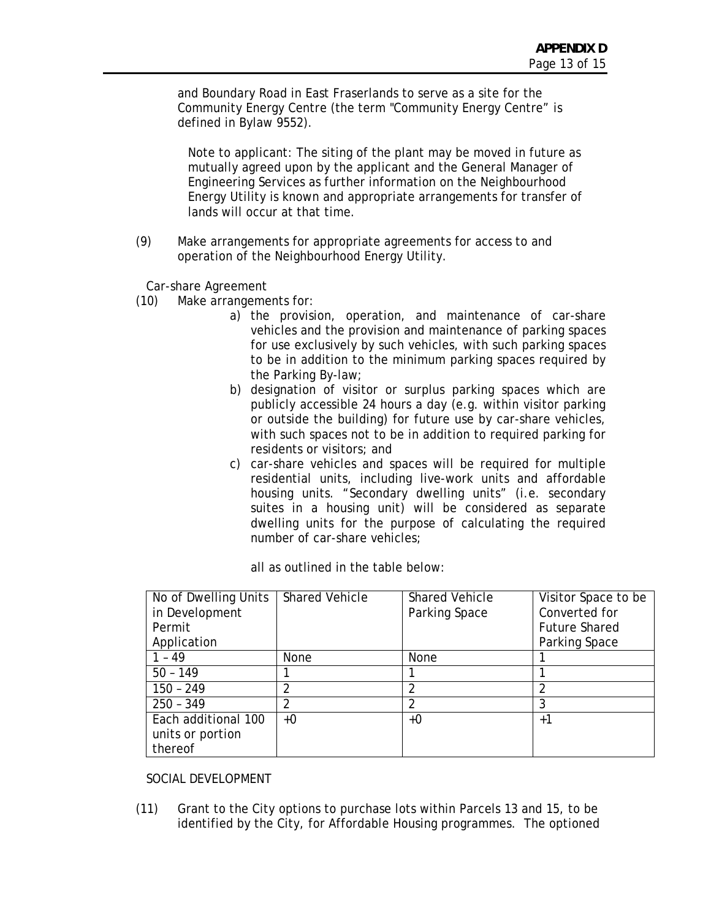and Boundary Road in East Fraserlands to serve as a site for the Community Energy Centre (the term "Community Energy Centre" is defined in Bylaw 9552).

Note to applicant: The siting of the plant may be moved in future as mutually agreed upon by the applicant and the General Manager of Engineering Services as further information on the Neighbourhood Energy Utility is known and appropriate arrangements for transfer of lands will occur at that time.

(9) Make arrangements for appropriate agreements for access to and operation of the Neighbourhood Energy Utility.

Car-share Agreement

(10) Make arrangements for:

a) the provision, operation, and maintenance of car-share vehicles and the provision and maintenance of parking spaces for use exclusively by such vehicles, with such parking spaces to be in addition to the minimum parking spaces required by the Parking By-law;

b) designation of visitor or surplus parking spaces which are publicly accessible 24 hours a day (e.g. within visitor parking or outside the building) for future use by car-share vehicles, with such spaces not to be in addition to required parking for residents or visitors; and

c) car-share vehicles and spaces will be required for multiple residential units, including live-work units and affordable housing units. "Secondary dwelling units" (i.e. secondary suites in a housing unit) will be considered as separate dwelling units for the purpose of calculating the required number of car-share vehicles;

all as outlined in the table below:

| No of Dwelling Units in Development Permit Application | Shared Vehicle | Shared Vehicle Parking Space | Visitor Space to be Converted for Future Shared Parking Space |
|---|---|---|---|
| 1 – 49 | None | None | 1 |
| 50 – 149 | 1 | 1 | 1 |
| 150 – 249 | 2 | 2 | 2 |
| 250 – 349 | 2 | 2 | 3 |
| Each additional 100 units or portion thereof | +0 | +0 | +1 |

SOCIAL DEVELOPMENT

(11) Grant to the City options to purchase lots within Parcels 13 and 15, to be identified by the City, for Affordable Housing programmes. The optioned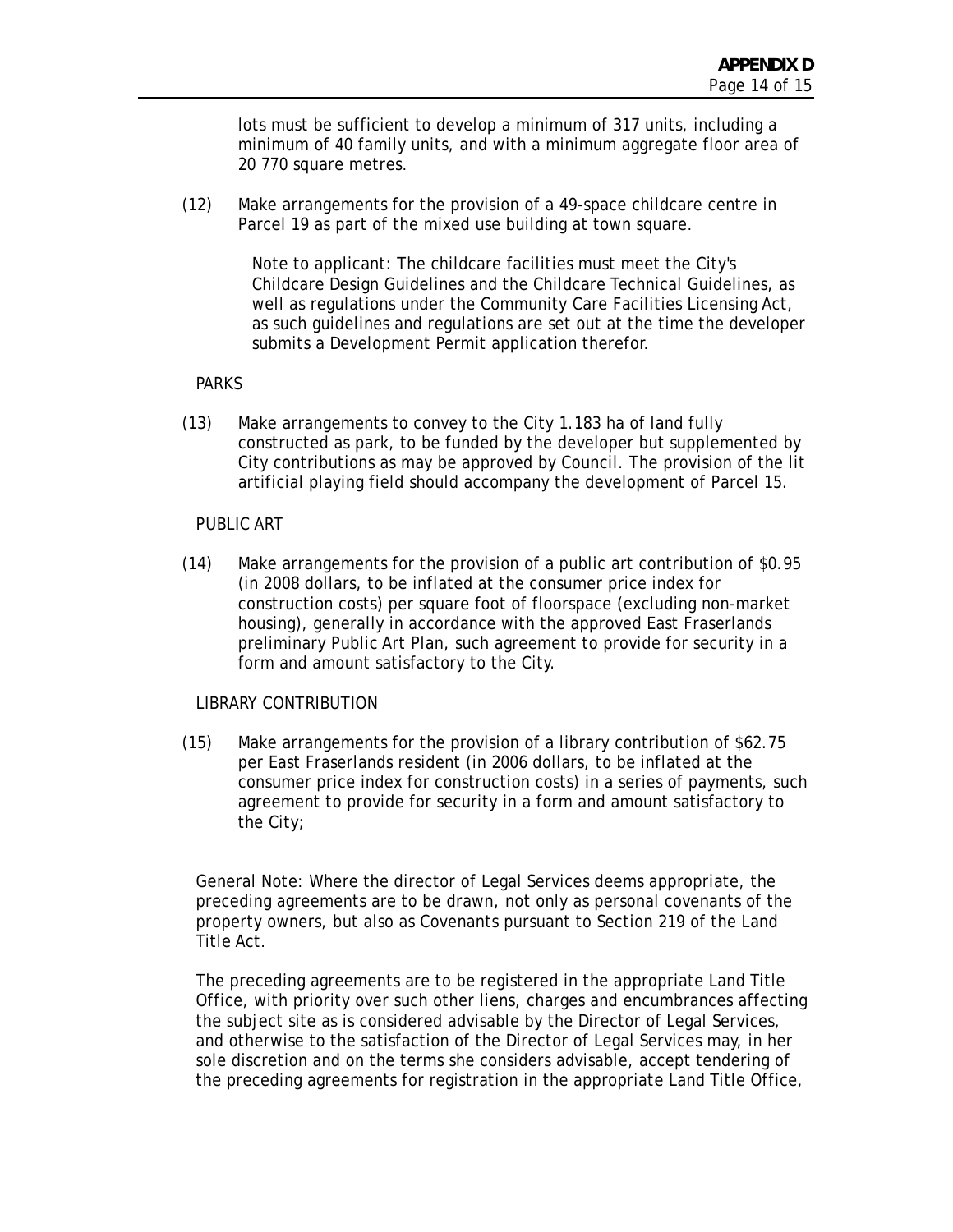lots must be sufficient to develop a minimum of 317 units, including a minimum of 40 family units, and with a minimum aggregate floor area of 20 770 square metres.

(12) Make arrangements for the provision of a 49-space childcare centre in Parcel 19 as part of the mixed use building at town square.

Note to applicant: The childcare facilities must meet the City's Childcare Design Guidelines and the Childcare Technical Guidelines, as well as regulations under the Community Care Facilities Licensing Act, as such guidelines and regulations are set out at the time the developer submits a Development Permit application therefor.

PARKS

(13) Make arrangements to convey to the City 1.183 ha of land fully constructed as park, to be funded by the developer but supplemented by City contributions as may be approved by Council. The provision of the lit artificial playing field should accompany the development of Parcel 15.

PUBLIC ART

(14) Make arrangements for the provision of a public art contribution of $0.95 (in 2008 dollars, to be inflated at the consumer price index for construction costs) per square foot of floorspace (excluding non-market housing), generally in accordance with the approved East Fraserlands preliminary Public Art Plan, such agreement to provide for security in a form and amount satisfactory to the City.

LIBRARY CONTRIBUTION

(15) Make arrangements for the provision of a library contribution of $62.75 per East Fraserlands resident (in 2006 dollars, to be inflated at the consumer price index for construction costs) in a series of payments, such agreement to provide for security in a form and amount satisfactory to the City;

General Note: Where the director of Legal Services deems appropriate, the preceding agreements are to be drawn, not only as personal covenants of the property owners, but also as Covenants pursuant to Section 219 of the Land Title Act.

The preceding agreements are to be registered in the appropriate Land Title Office, with priority over such other liens, charges and encumbrances affecting the subject site as is considered advisable by the Director of Legal Services, and otherwise to the satisfaction of the Director of Legal Services may, in her sole discretion and on the terms she considers advisable, accept tendering of the preceding agreements for registration in the appropriate Land Title Office,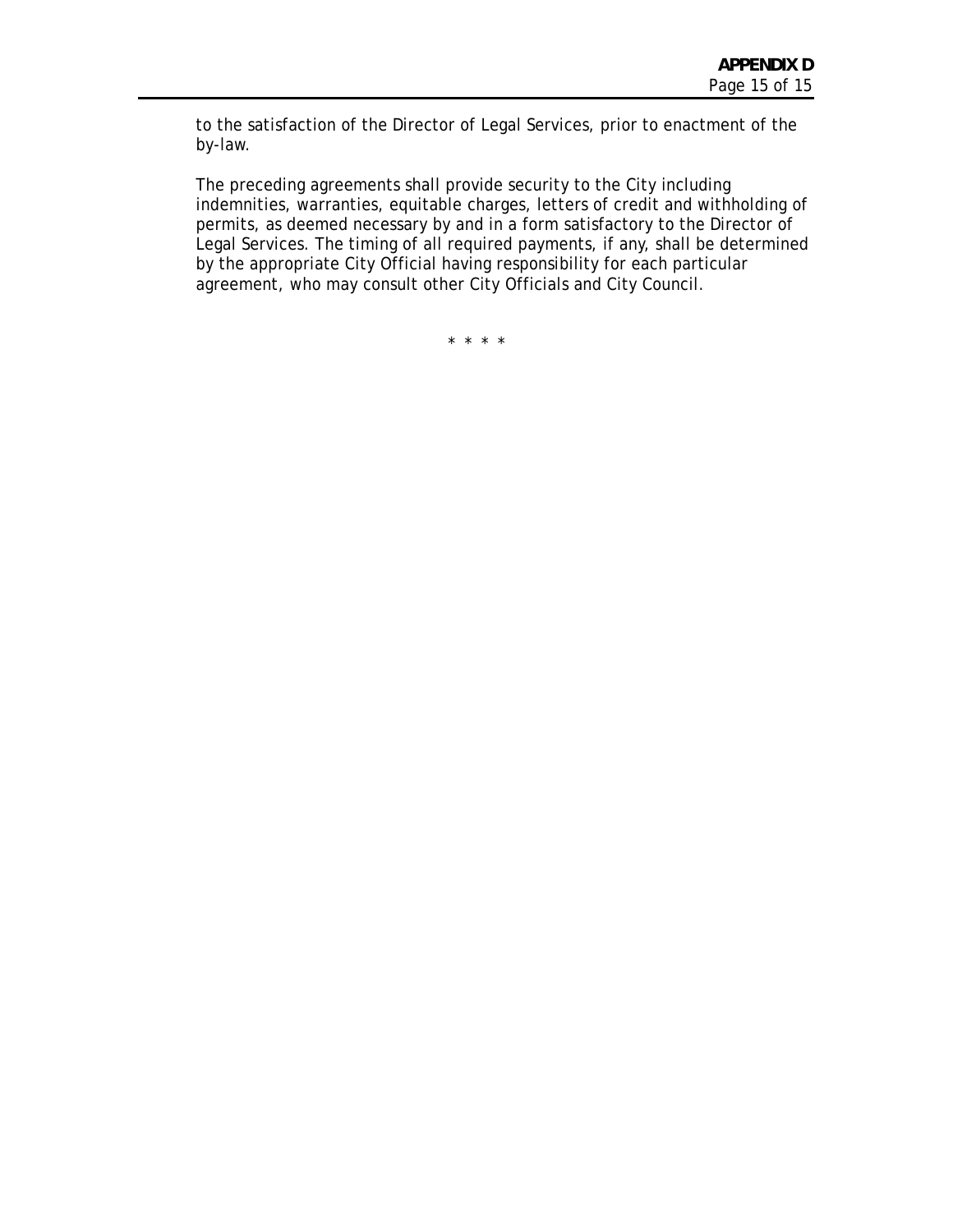to the satisfaction of the Director of Legal Services, prior to enactment of the by-law.

The preceding agreements shall provide security to the City including indemnities, warranties, equitable charges, letters of credit and withholding of permits, as deemed necessary by and in a form satisfactory to the Director of Legal Services. The timing of all required payments, if any, shall be determined by the appropriate City Official having responsibility for each particular agreement, who may consult other City Officials and City Council.

\* \* \* \*